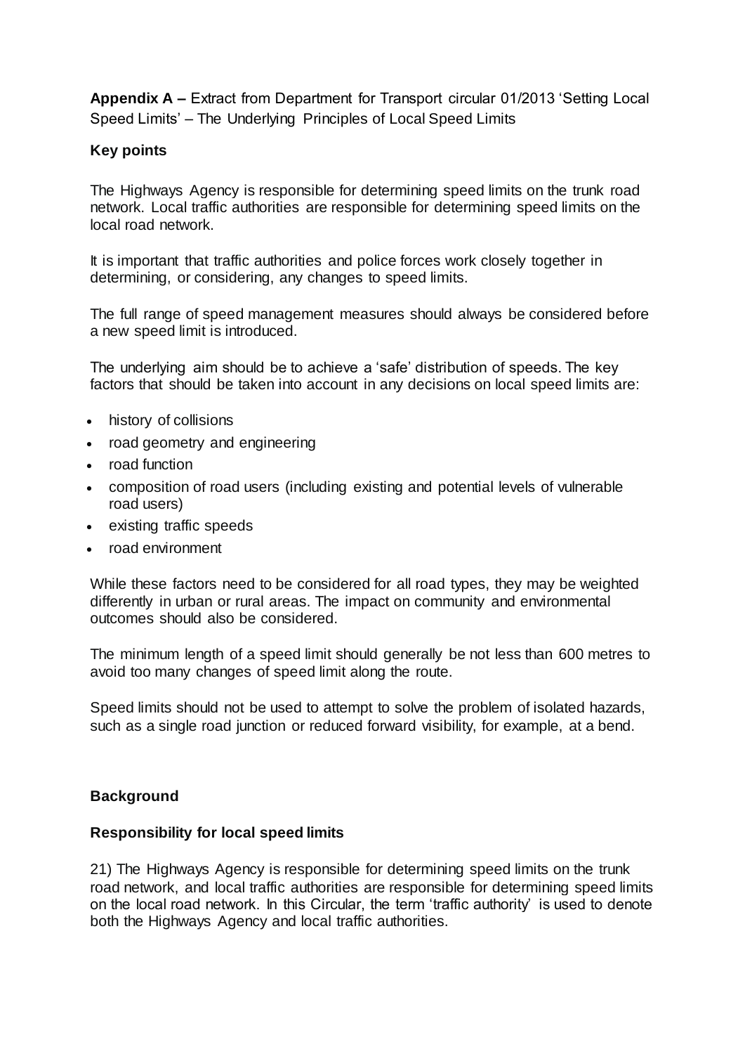**Appendix A –** Extract from Department for Transport circular 01/2013 'Setting Local Speed Limits' – The Underlying Principles of Local Speed Limits

## Key points

The Highways Agency is responsible for determining speed limits on the trunk road network. Local traffic authorities are responsible for determining speed limits on the local road network.

It is important that traffic authorities and police forces work closely together in determining, or considering, any changes to speed limits.

The full range of speed management measures should always be considered before a new speed limit is introduced.

The underlying aim should be to achieve a 'safe' distribution of speeds. The key factors that should be taken into account in any decisions on local speed limits are:

- history of collisions
- road geometry and engineering
- road function
- composition of road users (including existing and potential levels of vulnerable road users)
- existing traffic speeds
- road environment

While these factors need to be considered for all road types, they may be weighted differently in urban or rural areas. The impact on community and environmental outcomes should also be considered.

The minimum length of a speed limit should generally be not less than 600 metres to avoid too many changes of speed limit along the route.

Speed limits should not be used to attempt to solve the problem of isolated hazards, such as a single road junction or reduced forward visibility, for example, at a bend.

## Background

### Responsibility for local speed limits

21) The Highways Agency is responsible for determining speed limits on the trunk road network, and local traffic authorities are responsible for determining speed limits on the local road network. In this Circular, the term 'traffic authority' is used to denote both the Highways Agency and local traffic authorities.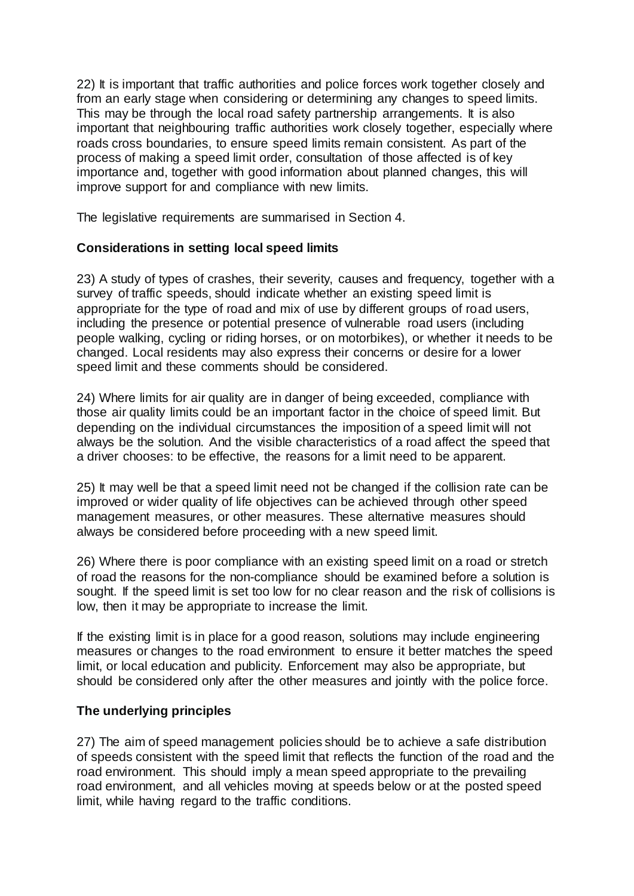22) It is important that traffic authorities and police forces work together closely and from an early stage when considering or determining any changes to speed limits. This may be through the local road safety partnership arrangements. It is also important that neighbouring traffic authorities work closely together, especially where roads cross boundaries, to ensure speed limits remain consistent. As part of the process of making a speed limit order, consultation of those affected is of key importance and, together with good information about planned changes, this will improve support for and compliance with new limits.

The legislative requirements are summarised in Section 4.

**Considerations in setting local speed limits**

23) A study of types of crashes, their severity, causes and frequency, together with a survey of traffic speeds, should indicate whether an existing speed limit is appropriate for the type of road and mix of use by different groups of road users, including the presence or potential presence of vulnerable road users (including people walking, cycling or riding horses, or on motorbikes), or whether it needs to be changed. Local residents may also express their concerns or desire for a lower speed limit and these comments should be considered.

24) Where limits for air quality are in danger of being exceeded, compliance with those air quality limits could be an important factor in the choice of speed limit. But depending on the individual circumstances the imposition of a speed limit will not always be the solution. And the visible characteristics of a road affect the speed that a driver chooses: to be effective, the reasons for a limit need to be apparent.

25) It may well be that a speed limit need not be changed if the collision rate can be improved or wider quality of life objectives can be achieved through other speed management measures, or other measures. These alternative measures should always be considered before proceeding with a new speed limit.

26) Where there is poor compliance with an existing speed limit on a road or stretch of road the reasons for the non-compliance should be examined before a solution is sought. If the speed limit is set too low for no clear reason and the risk of collisions is low, then it may be appropriate to increase the limit.

If the existing limit is in place for a good reason, solutions may include engineering measures or changes to the road environment to ensure it better matches the speed limit, or local education and publicity. Enforcement may also be appropriate, but should be considered only after the other measures and jointly with the police force.

**The underlying principles**

27) The aim of speed management policies should be to achieve a safe distribution of speeds consistent with the speed limit that reflects the function of the road and the road environment. This should imply a mean speed appropriate to the prevailing road environment, and all vehicles moving at speeds below or at the posted speed limit, while having regard to the traffic conditions.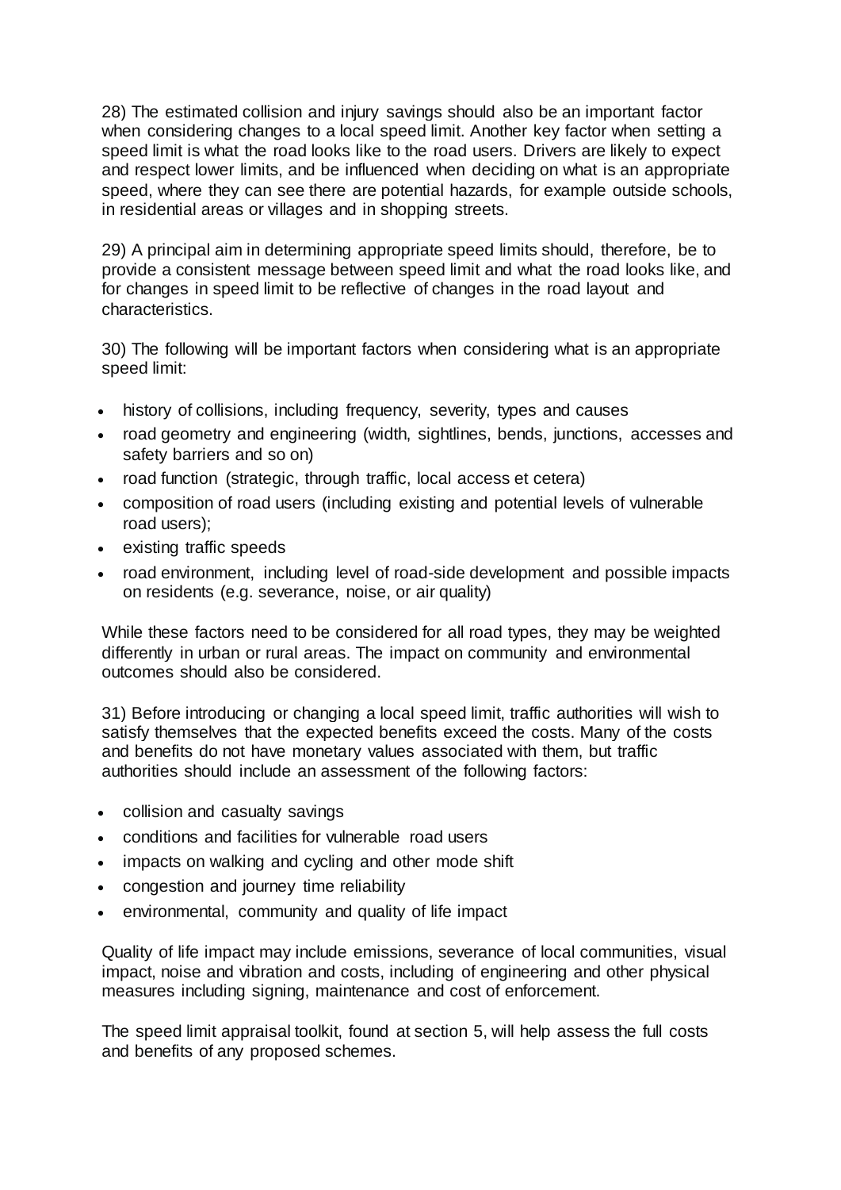28) The estimated collision and injury savings should also be an important factor when considering changes to a local speed limit. Another key factor when setting a speed limit is what the road looks like to the road users. Drivers are likely to expect and respect lower limits, and be influenced when deciding on what is an appropriate speed, where they can see there are potential hazards, for example outside schools, in residential areas or villages and in shopping streets.

29) A principal aim in determining appropriate speed limits should, therefore, be to provide a consistent message between speed limit and what the road looks like, and for changes in speed limit to be reflective of changes in the road layout and characteristics.

30) The following will be important factors when considering what is an appropriate speed limit:

- history of collisions, including frequency, severity, types and causes
- road geometry and engineering (width, sightlines, bends, junctions, accesses and safety barriers and so on)
- road function (strategic, through traffic, local access et cetera)
- composition of road users (including existing and potential levels of vulnerable road users);
- existing traffic speeds
- road environment, including level of road-side development and possible impacts on residents (e.g. severance, noise, or air quality)

While these factors need to be considered for all road types, they may be weighted differently in urban or rural areas. The impact on community and environmental outcomes should also be considered.

31) Before introducing or changing a local speed limit, traffic authorities will wish to satisfy themselves that the expected benefits exceed the costs. Many of the costs and benefits do not have monetary values associated with them, but traffic authorities should include an assessment of the following factors:

- collision and casualty savings
- conditions and facilities for vulnerable road users
- impacts on walking and cycling and other mode shift
- congestion and journey time reliability
- environmental, community and quality of life impact

Quality of life impact may include emissions, severance of local communities, visual impact, noise and vibration and costs, including of engineering and other physical measures including signing, maintenance and cost of enforcement.

The speed limit appraisal toolkit, found at section 5, will help assess the full costs and benefits of any proposed schemes.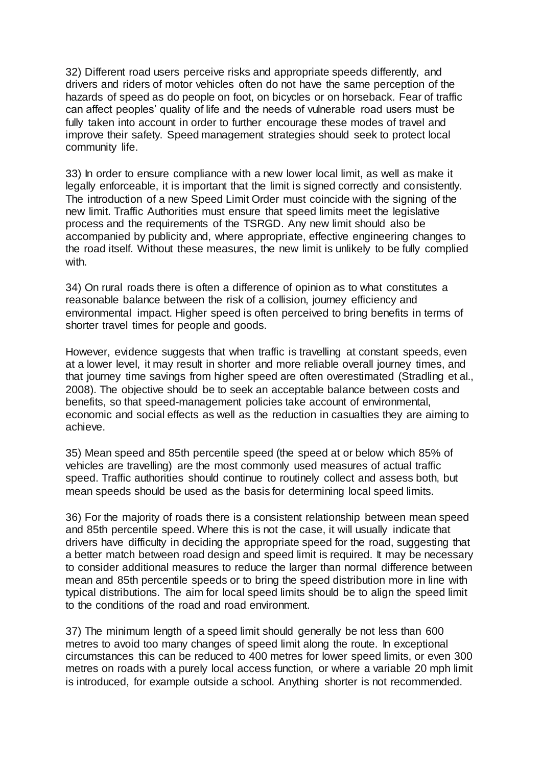32) Different road users perceive risks and appropriate speeds differently, and drivers and riders of motor vehicles often do not have the same perception of the hazards of speed as do people on foot, on bicycles or on horseback. Fear of traffic can affect peoples' quality of life and the needs of vulnerable road users must be fully taken into account in order to further encourage these modes of travel and improve their safety. Speed management strategies should seek to protect local community life.

33) In order to ensure compliance with a new lower local limit, as well as make it legally enforceable, it is important that the limit is signed correctly and consistently. The introduction of a new Speed Limit Order must coincide with the signing of the new limit. Traffic Authorities must ensure that speed limits meet the legislative process and the requirements of the TSRGD. Any new limit should also be accompanied by publicity and, where appropriate, effective engineering changes to the road itself. Without these measures, the new limit is unlikely to be fully complied with.

34) On rural roads there is often a difference of opinion as to what constitutes a reasonable balance between the risk of a collision, journey efficiency and environmental impact. Higher speed is often perceived to bring benefits in terms of shorter travel times for people and goods.

However, evidence suggests that when traffic is travelling at constant speeds, even at a lower level, it may result in shorter and more reliable overall journey times, and that journey time savings from higher speed are often overestimated (Stradling et al., 2008). The objective should be to seek an acceptable balance between costs and benefits, so that speed-management policies take account of environmental, economic and social effects as well as the reduction in casualties they are aiming to achieve.

35) Mean speed and 85th percentile speed (the speed at or below which 85% of vehicles are travelling) are the most commonly used measures of actual traffic speed. Traffic authorities should continue to routinely collect and assess both, but mean speeds should be used as the basis for determining local speed limits.

36) For the majority of roads there is a consistent relationship between mean speed and 85th percentile speed. Where this is not the case, it will usually indicate that drivers have difficulty in deciding the appropriate speed for the road, suggesting that a better match between road design and speed limit is required. It may be necessary to consider additional measures to reduce the larger than normal difference between mean and 85th percentile speeds or to bring the speed distribution more in line with typical distributions. The aim for local speed limits should be to align the speed limit to the conditions of the road and road environment.

37) The minimum length of a speed limit should generally be not less than 600 metres to avoid too many changes of speed limit along the route. In exceptional circumstances this can be reduced to 400 metres for lower speed limits, or even 300 metres on roads with a purely local access function, or where a variable 20 mph limit is introduced, for example outside a school. Anything shorter is not recommended.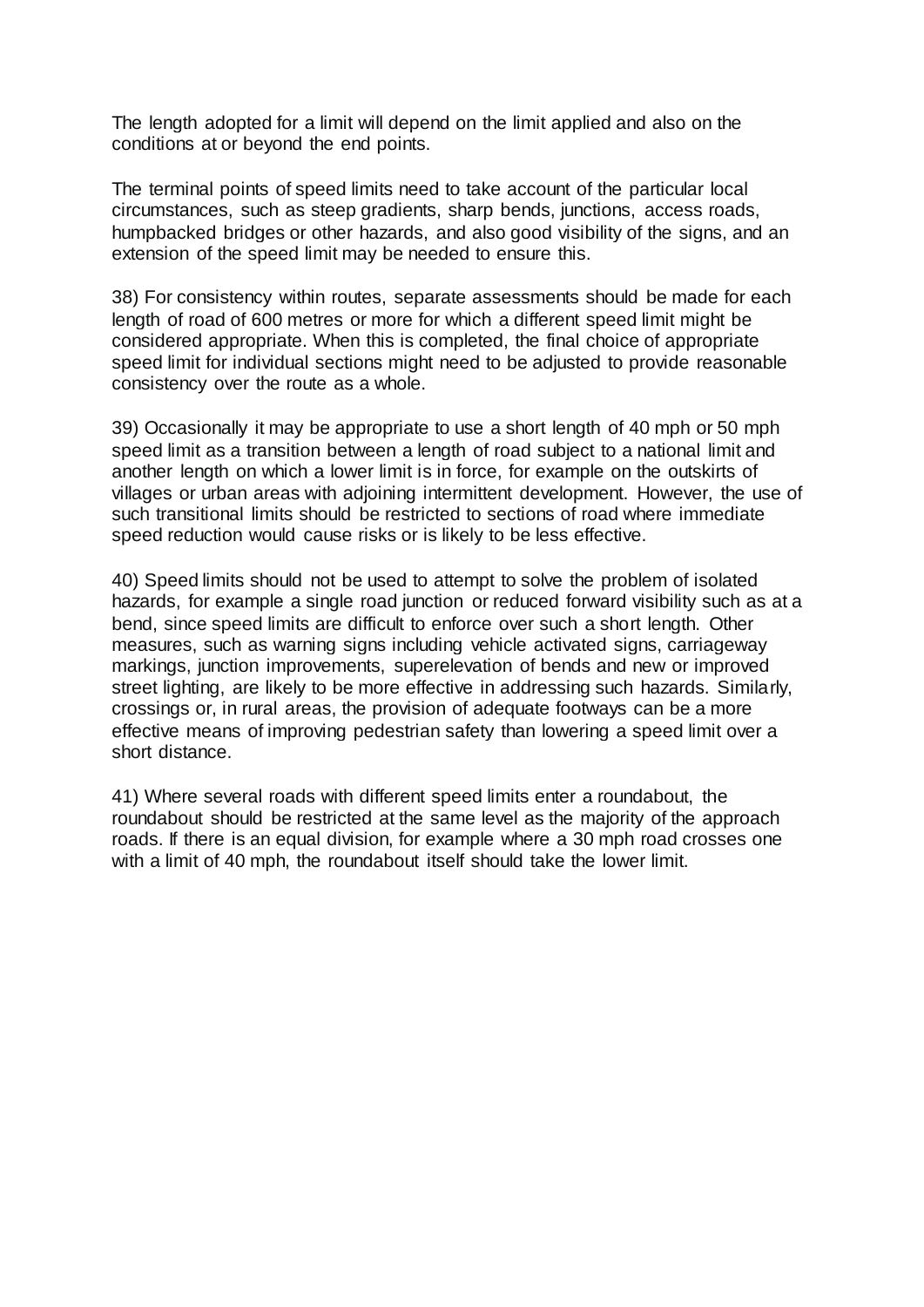The length adopted for a limit will depend on the limit applied and also on the conditions at or beyond the end points.

The terminal points of speed limits need to take account of the particular local circumstances, such as steep gradients, sharp bends, junctions, access roads, humpbacked bridges or other hazards, and also good visibility of the signs, and an extension of the speed limit may be needed to ensure this.

38) For consistency within routes, separate assessments should be made for each length of road of 600 metres or more for which a different speed limit might be considered appropriate. When this is completed, the final choice of appropriate speed limit for individual sections might need to be adjusted to provide reasonable consistency over the route as a whole.

39) Occasionally it may be appropriate to use a short length of 40 mph or 50 mph speed limit as a transition between a length of road subject to a national limit and another length on which a lower limit is in force, for example on the outskirts of villages or urban areas with adjoining intermittent development. However, the use of such transitional limits should be restricted to sections of road where immediate speed reduction would cause risks or is likely to be less effective.

40) Speed limits should not be used to attempt to solve the problem of isolated hazards, for example a single road junction or reduced forward visibility such as at a bend, since speed limits are difficult to enforce over such a short length. Other measures, such as warning signs including vehicle activated signs, carriageway markings, junction improvements, superelevation of bends and new or improved street lighting, are likely to be more effective in addressing such hazards. Similarly, crossings or, in rural areas, the provision of adequate footways can be a more effective means of improving pedestrian safety than lowering a speed limit over a short distance.

41) Where several roads with different speed limits enter a roundabout, the roundabout should be restricted at the same level as the majority of the approach roads. If there is an equal division, for example where a 30 mph road crosses one with a limit of 40 mph, the roundabout itself should take the lower limit.